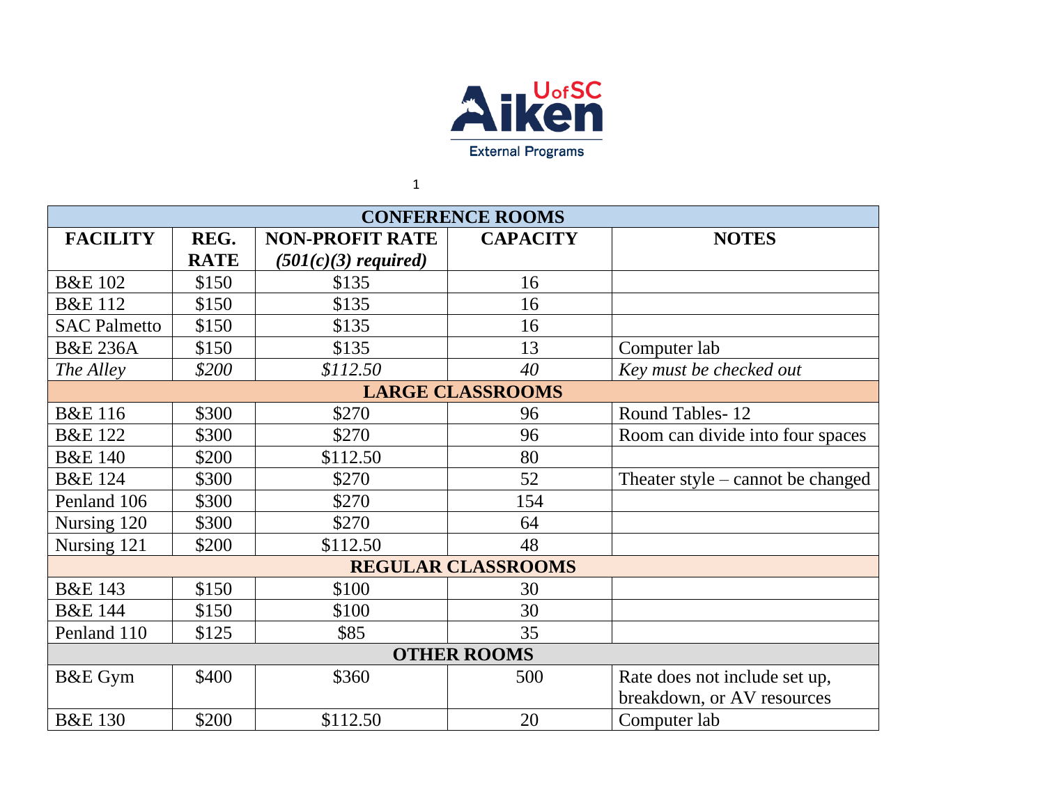UofSC Aiken

External Programs

| CONFERENCE ROOMS | | | | |
|---|---|---|---|---|
| **FACILITY** | **REG. RATE** | **NON-PROFIT RATE *(501(c)(3) required)*** | **CAPACITY** | **NOTES** |
| B&E 102 | $150 | $135 | 16 | |
| B&E 112 | $150 | $135 | 16 | |
| SAC Palmetto | $150 | $135 | 16 | |
| B&E 236A | $150 | $135 | 13 | Computer lab |
| *The Alley* | *$200* | *$112.50* | *40* | *Key must be checked out* |
| **LARGE CLASSROOMS** | | | | |
| B&E 116 | $300 | $270 | 96 | Round Tables- 12 |
| B&E 122 | $300 | $270 | 96 | Room can divide into four spaces |
| B&E 140 | $200 | $112.50 | 80 | |
| B&E 124 | $300 | $270 | 52 | Theater style – cannot be changed |
| Penland 106 | $300 | $270 | 154 | |
| Nursing 120 | $300 | $270 | 64 | |
| Nursing 121 | $200 | $112.50 | 48 | |
| **REGULAR CLASSROOMS** | | | | |
| B&E 143 | $150 | $100 | 30 | |
| B&E 144 | $150 | $100 | 30 | |
| Penland 110 | $125 | $85 | 35 | |
| **OTHER ROOMS** | | | | |
| B&E Gym | $400 | $360 | 500 | Rate does not include set up, breakdown, or AV resources |
| B&E 130 | $200 | $112.50 | 20 | Computer lab |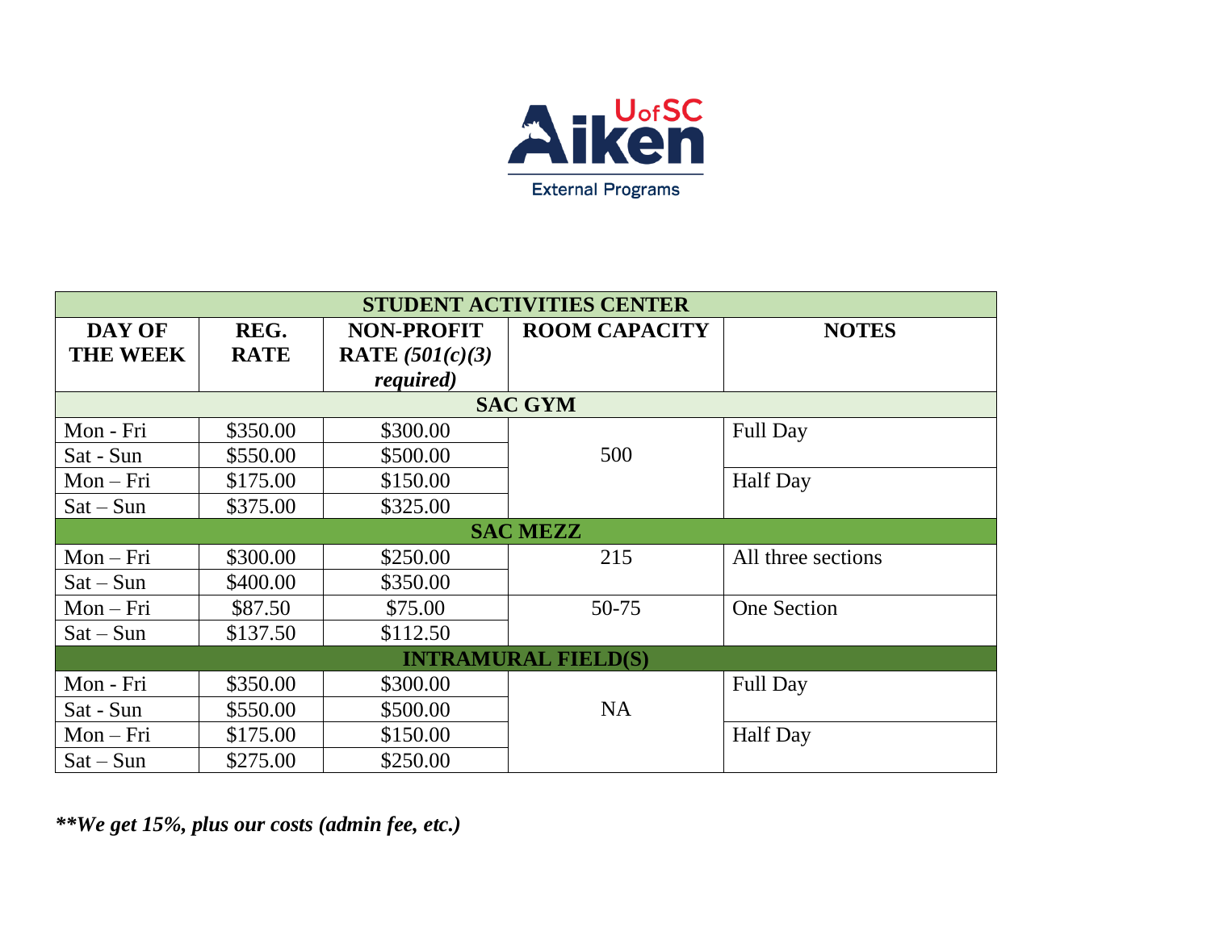UofSC Aiken

External Programs

| STUDENT ACTIVITIES CENTER | | | | |
|---|---|---|---|---|
| **DAY OF THE WEEK** | **REG. RATE** | **NON-PROFIT RATE *(501(c)(3) required)*** | **ROOM CAPACITY** | **NOTES** |
| **SAC GYM** | | | | |
| Mon - Fri | $350.00 | $300.00 | 500 | Full Day |
| Sat - Sun | $550.00 | $500.00 | | |
| Mon – Fri | $175.00 | $150.00 | | Half Day |
| Sat – Sun | $375.00 | $325.00 | | |
| **SAC MEZZ** | | | | |
| Mon – Fri | $300.00 | $250.00 | 215 | All three sections |
| Sat – Sun | $400.00 | $350.00 | | |
| Mon – Fri | $87.50 | $75.00 | 50-75 | One Section |
| Sat – Sun | $137.50 | $112.50 | | |
| **INTRAMURAL FIELD(S)** | | | | |
| Mon - Fri | $350.00 | $300.00 | NA | Full Day |
| Sat - Sun | $550.00 | $500.00 | | |
| Mon – Fri | $175.00 | $150.00 | | Half Day |
| Sat – Sun | $275.00 | $250.00 | | |

***\*\*We get 15%, plus our costs (admin fee, etc.)***